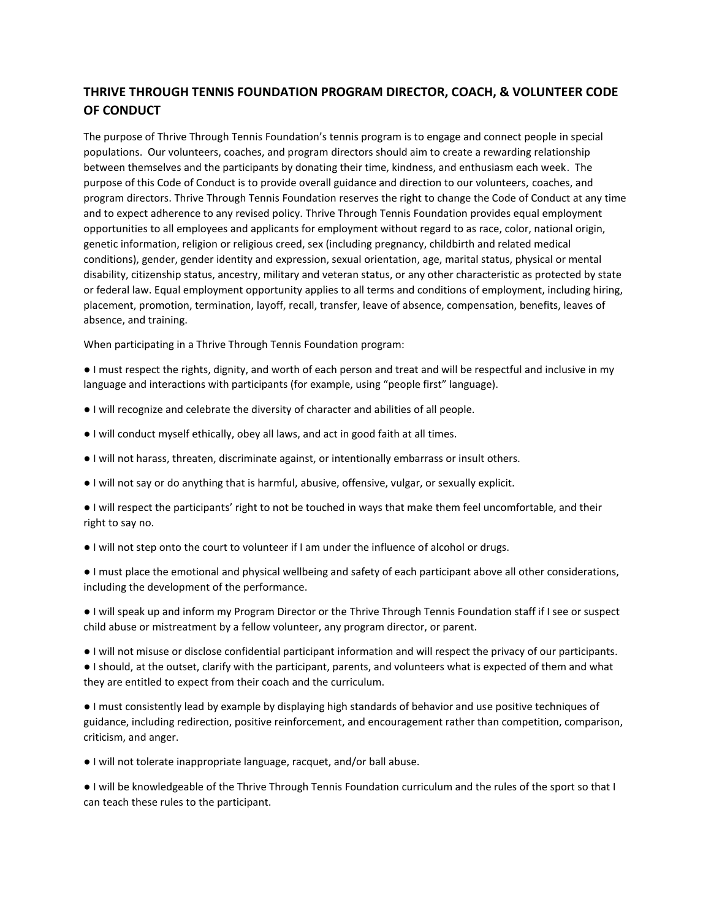## THRIVE THROUGH TENNIS FOUNDATION PROGRAM DIRECTOR, COACH, & VOLUNTEER CODE OF CONDUCT

The purpose of Thrive Through Tennis Foundation's tennis program is to engage and connect people in special populations. Our volunteers, coaches, and program directors should aim to create a rewarding relationship between themselves and the participants by donating their time, kindness, and enthusiasm each week. The purpose of this Code of Conduct is to provide overall guidance and direction to our volunteers, coaches, and program directors. Thrive Through Tennis Foundation reserves the right to change the Code of Conduct at any time and to expect adherence to any revised policy. Thrive Through Tennis Foundation provides equal employment opportunities to all employees and applicants for employment without regard to as race, color, national origin, genetic information, religion or religious creed, sex (including pregnancy, childbirth and related medical conditions), gender, gender identity and expression, sexual orientation, age, marital status, physical or mental disability, citizenship status, ancestry, military and veteran status, or any other characteristic as protected by state or federal law. Equal employment opportunity applies to all terms and conditions of employment, including hiring, placement, promotion, termination, layoff, recall, transfer, leave of absence, compensation, benefits, leaves of absence, and training.

When participating in a Thrive Through Tennis Foundation program:

- I must respect the rights, dignity, and worth of each person and treat and will be respectful and inclusive in my language and interactions with participants (for example, using "people first" language).
- I will recognize and celebrate the diversity of character and abilities of all people.
- I will conduct myself ethically, obey all laws, and act in good faith at all times.
- I will not harass, threaten, discriminate against, or intentionally embarrass or insult others.
- I will not say or do anything that is harmful, abusive, offensive, vulgar, or sexually explicit.
- I will respect the participants' right to not be touched in ways that make them feel uncomfortable, and their right to say no.
- I will not step onto the court to volunteer if I am under the influence of alcohol or drugs.
- I must place the emotional and physical wellbeing and safety of each participant above all other considerations, including the development of the performance.
- I will speak up and inform my Program Director or the Thrive Through Tennis Foundation staff if I see or suspect child abuse or mistreatment by a fellow volunteer, any program director, or parent.
- I will not misuse or disclose confidential participant information and will respect the privacy of our participants.
- I should, at the outset, clarify with the participant, parents, and volunteers what is expected of them and what they are entitled to expect from their coach and the curriculum.
- I must consistently lead by example by displaying high standards of behavior and use positive techniques of guidance, including redirection, positive reinforcement, and encouragement rather than competition, comparison, criticism, and anger.
- I will not tolerate inappropriate language, racquet, and/or ball abuse.
- I will be knowledgeable of the Thrive Through Tennis Foundation curriculum and the rules of the sport so that I can teach these rules to the participant.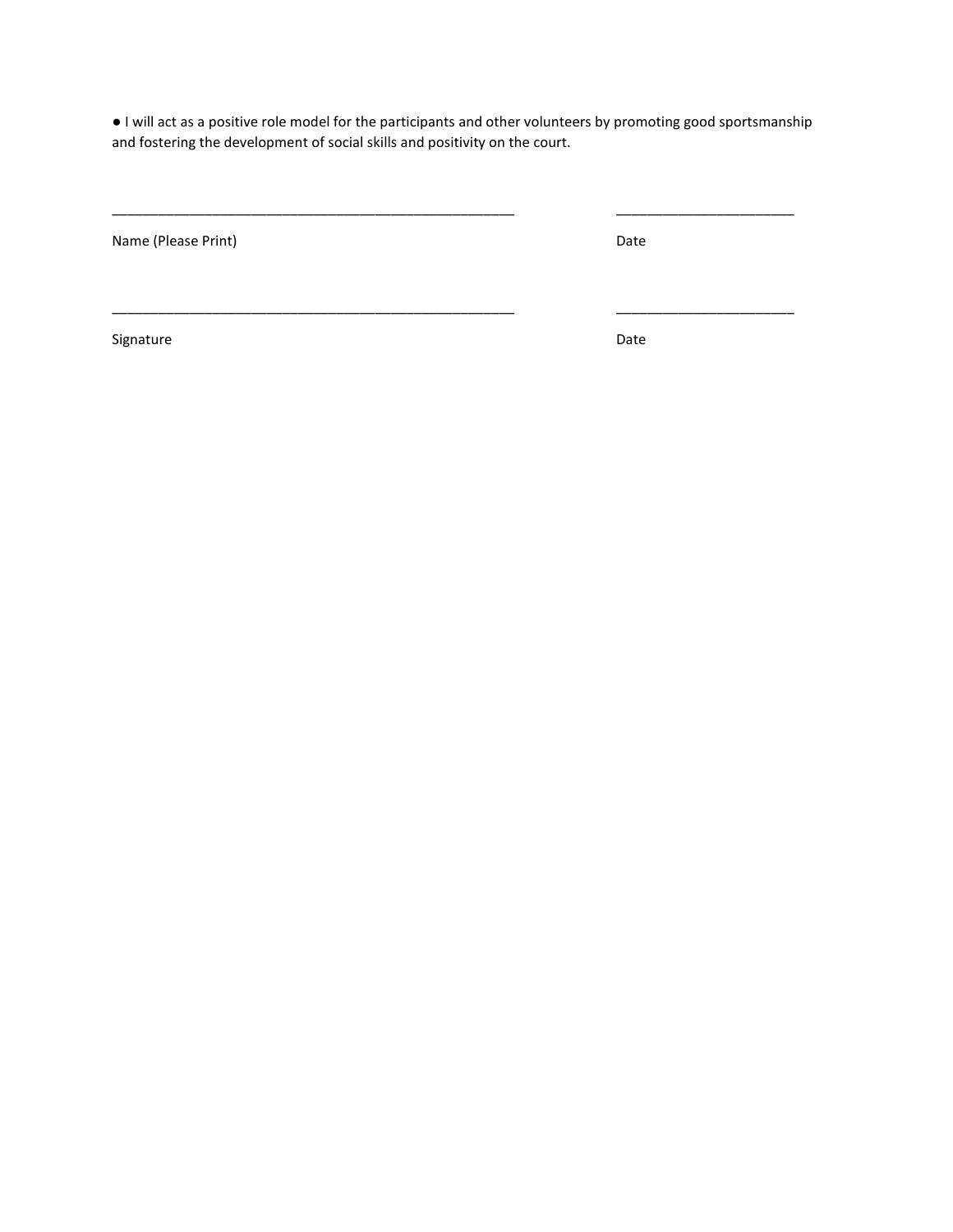- I will act as a positive role model for the participants and other volunteers by promoting good sportsmanship and fostering the development of social skills and positivity on the court.

_____________________________________________________ &nbsp;&nbsp;&nbsp;&nbsp;&nbsp;&nbsp;&nbsp;&nbsp; ________________________

Name (Please Print) &nbsp;&nbsp;&nbsp;&nbsp;&nbsp;&nbsp;&nbsp;&nbsp;&nbsp;&nbsp;&nbsp;&nbsp;&nbsp;&nbsp;&nbsp;&nbsp;&nbsp;&nbsp;&nbsp;&nbsp;&nbsp;&nbsp;&nbsp;&nbsp;&nbsp;&nbsp;&nbsp;&nbsp;&nbsp;&nbsp;&nbsp;&nbsp;&nbsp;&nbsp;&nbsp;&nbsp;&nbsp;&nbsp;&nbsp;&nbsp;&nbsp;&nbsp;&nbsp;&nbsp;&nbsp;&nbsp;&nbsp;&nbsp;&nbsp;&nbsp; Date

_____________________________________________________ &nbsp;&nbsp;&nbsp;&nbsp;&nbsp;&nbsp;&nbsp;&nbsp; ________________________

Signature &nbsp;&nbsp;&nbsp;&nbsp;&nbsp;&nbsp;&nbsp;&nbsp;&nbsp;&nbsp;&nbsp;&nbsp;&nbsp;&nbsp;&nbsp;&nbsp;&nbsp;&nbsp;&nbsp;&nbsp;&nbsp;&nbsp;&nbsp;&nbsp;&nbsp;&nbsp;&nbsp;&nbsp;&nbsp;&nbsp;&nbsp;&nbsp;&nbsp;&nbsp;&nbsp;&nbsp;&nbsp;&nbsp;&nbsp;&nbsp;&nbsp;&nbsp;&nbsp;&nbsp;&nbsp;&nbsp;&nbsp;&nbsp;&nbsp;&nbsp;&nbsp;&nbsp;&nbsp;&nbsp;&nbsp;&nbsp;&nbsp;&nbsp;&nbsp;&nbsp;&nbsp;&nbsp;&nbsp;&nbsp; Date